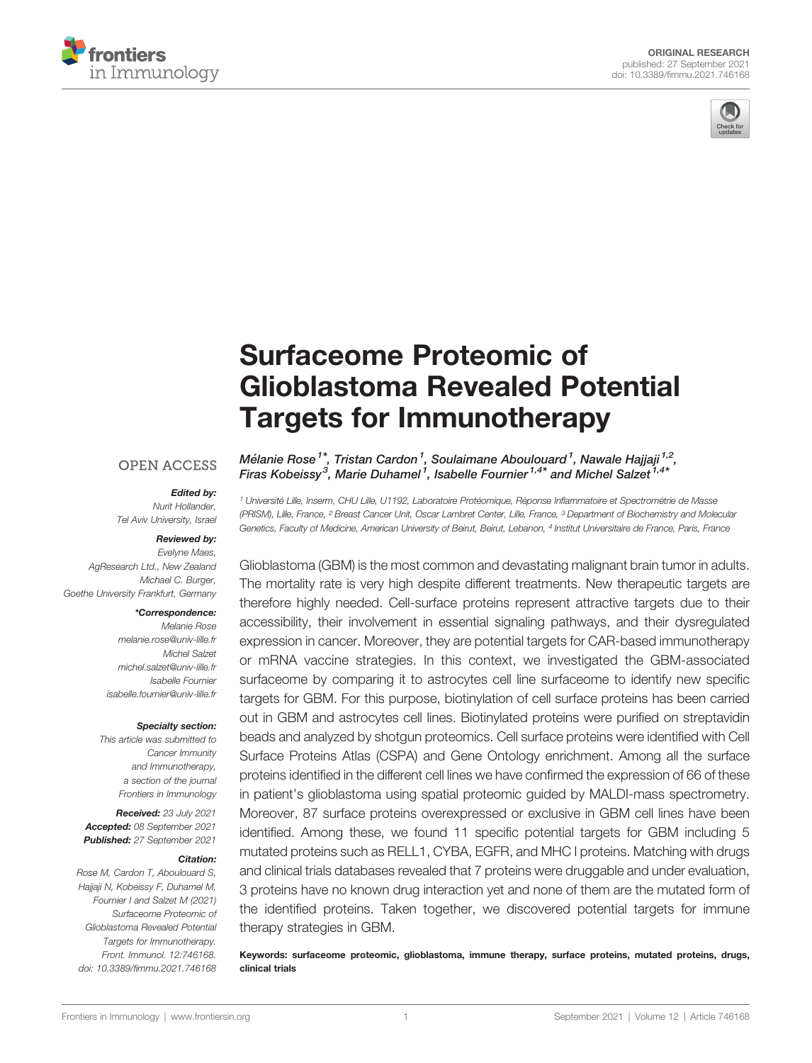ORIGINAL RESEARCH
published: 27 September 2021
doi: 10.3389/fimmu.2021.746168

# Surfaceome Proteomic of Glioblastoma Revealed Potential Targets for Immunotherapy

Mélanie Rose[1*], Tristan Cardon[1], Soulaimane Aboulouard[1], Nawale Hajjaji[1,2], Firas Kobeissy[3], Marie Duhamel[1], Isabelle Fournier[1,4*] and Michel Salzet[1,4*]

[1] Université Lille, Inserm, CHU Lille, U1192, Laboratoire Protéomique, Réponse Inflammatoire et Spectrométrie de Masse (PRISM), Lille, France, [2] Breast Cancer Unit, Oscar Lambret Center, Lille, France, [3] Department of Biochemistry and Molecular Genetics, Faculty of Medicine, American University of Beirut, Beirut, Lebanon, [4] Institut Universitaire de France, Paris, France

OPEN ACCESS

**Edited by:**
*Nurit Hollander,*
*Tel Aviv University, Israel*

**Reviewed by:**
*Evelyne Maes,*
*AgResearch Ltd., New Zealand*
*Michael C. Burger,*
*Goethe University Frankfurt, Germany*

***Correspondence:**
*Melanie Rose*
*melanie.rose@univ-lille.fr*
*Michel Salzet*
*michel.salzet@univ-lille.fr*
*Isabelle Fournier*
*isabelle.fournier@univ-lille.fr*

**Specialty section:**
*This article was submitted to Cancer Immunity and Immunotherapy, a section of the journal Frontiers in Immunology*

**Received:** *23 July 2021*
**Accepted:** *08 September 2021*
**Published:** *27 September 2021*

**Citation:**
*Rose M, Cardon T, Aboulouard S, Hajjaji N, Kobeissy F, Duhamel M, Fournier I and Salzet M (2021) Surfaceome Proteomic of Glioblastoma Revealed Potential Targets for Immunotherapy. Front. Immunol. 12:746168. doi: 10.3389/fimmu.2021.746168*

Glioblastoma (GBM) is the most common and devastating malignant brain tumor in adults. The mortality rate is very high despite different treatments. New therapeutic targets are therefore highly needed. Cell-surface proteins represent attractive targets due to their accessibility, their involvement in essential signaling pathways, and their dysregulated expression in cancer. Moreover, they are potential targets for CAR-based immunotherapy or mRNA vaccine strategies. In this context, we investigated the GBM-associated surfaceome by comparing it to astrocytes cell line surfaceome to identify new specific targets for GBM. For this purpose, biotinylation of cell surface proteins has been carried out in GBM and astrocytes cell lines. Biotinylated proteins were purified on streptavidin beads and analyzed by shotgun proteomics. Cell surface proteins were identified with Cell Surface Proteins Atlas (CSPA) and Gene Ontology enrichment. Among all the surface proteins identified in the different cell lines we have confirmed the expression of 66 of these in patient's glioblastoma using spatial proteomic guided by MALDI-mass spectrometry. Moreover, 87 surface proteins overexpressed or exclusive in GBM cell lines have been identified. Among these, we found 11 specific potential targets for GBM including 5 mutated proteins such as RELL1, CYBA, EGFR, and MHC I proteins. Matching with drugs and clinical trials databases revealed that 7 proteins were druggable and under evaluation, 3 proteins have no known drug interaction yet and none of them are the mutated form of the identified proteins. Taken together, we discovered potential targets for immune therapy strategies in GBM.

**Keywords: surfaceome proteomic, glioblastoma, immune therapy, surface proteins, mutated proteins, drugs, clinical trials**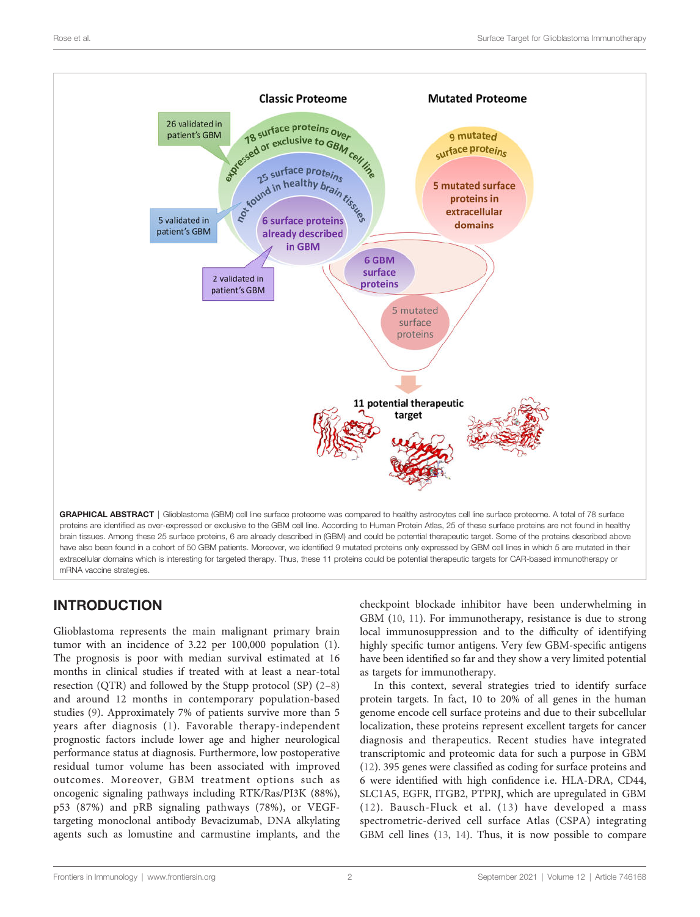**GRAPHICAL ABSTRACT** | Glioblastoma (GBM) cell line surface proteome was compared to healthy astrocytes cell line surface proteome. A total of 78 surface proteins are identified as over-expressed or exclusive to the GBM cell line. According to Human Protein Atlas, 25 of these surface proteins are not found in healthy brain tissues. Among these 25 surface proteins, 6 are already described in (GBM) and could be potential therapeutic target. Some of the proteins described above have also been found in a cohort of 50 GBM patients. Moreover, we identified 9 mutated proteins only expressed by GBM cell lines in which 5 are mutated in their extracellular domains which is interesting for targeted therapy. Thus, these 11 proteins could be potential therapeutic targets for CAR-based immunotherapy or mRNA vaccine strategies.

## INTRODUCTION

Glioblastoma represents the main malignant primary brain tumor with an incidence of 3.22 per 100,000 population (1). The prognosis is poor with median survival estimated at 16 months in clinical studies if treated with at least a near-total resection (QTR) and followed by the Stupp protocol (SP) (2–8) and around 12 months in contemporary population-based studies (9). Approximately 7% of patients survive more than 5 years after diagnosis (1). Favorable therapy-independent prognostic factors include lower age and higher neurological performance status at diagnosis. Furthermore, low postoperative residual tumor volume has been associated with improved outcomes. Moreover, GBM treatment options such as oncogenic signaling pathways including RTK/Ras/PI3K (88%), p53 (87%) and pRB signaling pathways (78%), or VEGF-targeting monoclonal antibody Bevacizumab, DNA alkylating agents such as lomustine and carmustine implants, and the checkpoint blockade inhibitor have been underwhelming in GBM (10, 11). For immunotherapy, resistance is due to strong local immunosuppression and to the difficulty of identifying highly specific tumor antigens. Very few GBM-specific antigens have been identified so far and they show a very limited potential as targets for immunotherapy.

In this context, several strategies tried to identify surface protein targets. In fact, 10 to 20% of all genes in the human genome encode cell surface proteins and due to their subcellular localization, these proteins represent excellent targets for cancer diagnosis and therapeutics. Recent studies have integrated transcriptomic and proteomic data for such a purpose in GBM (12). 395 genes were classified as coding for surface proteins and 6 were identified with high confidence i.e. HLA-DRA, CD44, SLC1A5, EGFR, ITGB2, PTPRJ, which are upregulated in GBM (12). Bausch-Fluck et al. (13) have developed a mass spectrometric-derived cell surface Atlas (CSPA) integrating GBM cell lines (13, 14). Thus, it is now possible to compare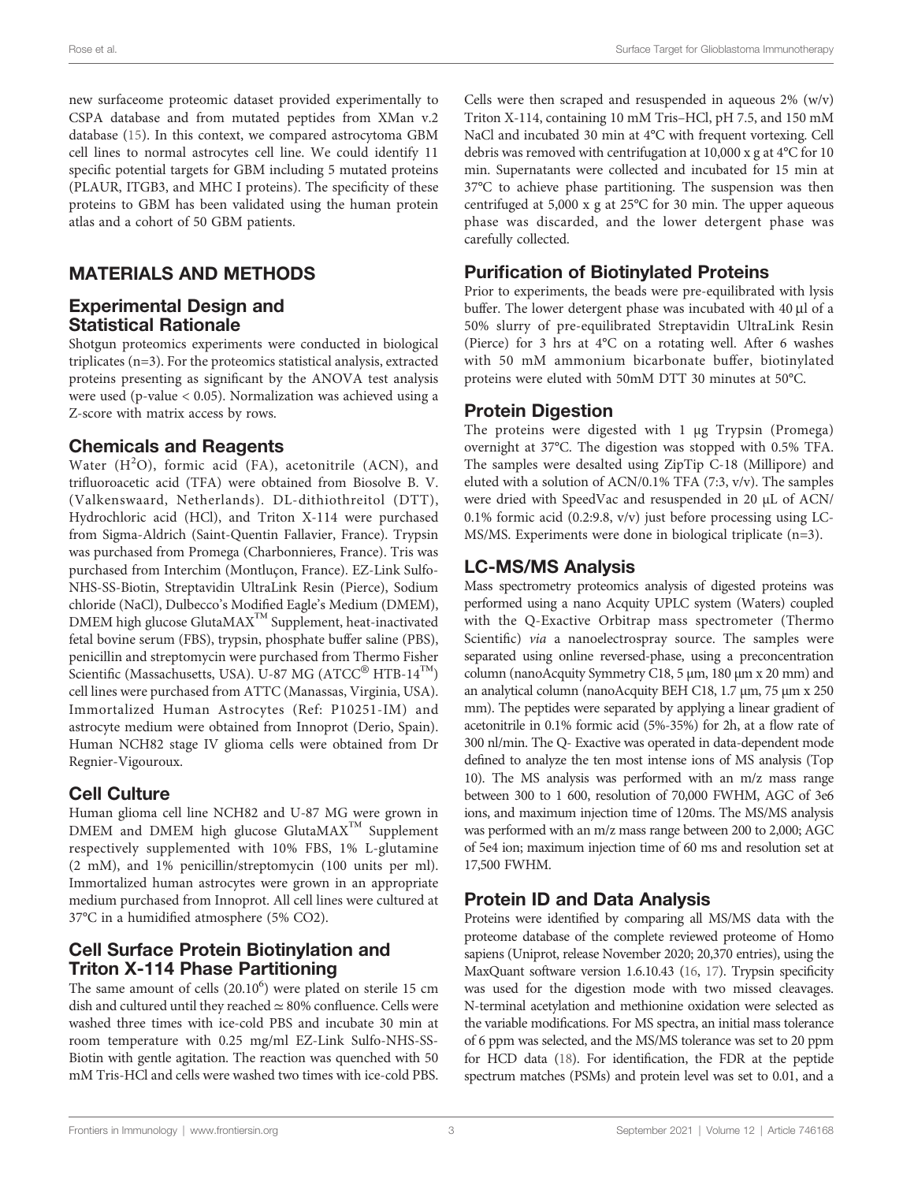new surfaceome proteomic dataset provided experimentally to CSPA database and from mutated peptides from XMan v.2 database (15). In this context, we compared astrocytoma GBM cell lines to normal astrocytes cell line. We could identify 11 specific potential targets for GBM including 5 mutated proteins (PLAUR, ITGB3, and MHC I proteins). The specificity of these proteins to GBM has been validated using the human protein atlas and a cohort of 50 GBM patients.

## MATERIALS AND METHODS

### Experimental Design and Statistical Rationale

Shotgun proteomics experiments were conducted in biological triplicates (n=3). For the proteomics statistical analysis, extracted proteins presenting as significant by the ANOVA test analysis were used (p-value < 0.05). Normalization was achieved using a Z-score with matrix access by rows.

### Chemicals and Reagents

Water ($H^2O$), formic acid (FA), acetonitrile (ACN), and trifluoroacetic acid (TFA) were obtained from Biosolve B. V. (Valkenswaard, Netherlands). DL-dithiothreitol (DTT), Hydrochloric acid (HCl), and Triton X-114 were purchased from Sigma-Aldrich (Saint-Quentin Fallavier, France). Trypsin was purchased from Promega (Charbonnieres, France). Tris was purchased from Interchim (Montluçon, France). EZ-Link Sulfo-NHS-SS-Biotin, Streptavidin UltraLink Resin (Pierce), Sodium chloride (NaCl), Dulbecco's Modified Eagle's Medium (DMEM), DMEM high glucose GlutaMAX™ Supplement, heat-inactivated fetal bovine serum (FBS), trypsin, phosphate buffer saline (PBS), penicillin and streptomycin were purchased from Thermo Fisher Scientific (Massachusetts, USA). U-87 MG (ATCC® HTB-14™) cell lines were purchased from ATTC (Manassas, Virginia, USA). Immortalized Human Astrocytes (Ref: P10251-IM) and astrocyte medium were obtained from Innoprot (Derio, Spain). Human NCH82 stage IV glioma cells were obtained from Dr Regnier-Vigouroux.

### Cell Culture

Human glioma cell line NCH82 and U-87 MG were grown in DMEM and DMEM high glucose GlutaMAX™ Supplement respectively supplemented with 10% FBS, 1% L-glutamine (2 mM), and 1% penicillin/streptomycin (100 units per ml). Immortalized human astrocytes were grown in an appropriate medium purchased from Innoprot. All cell lines were cultured at 37°C in a humidified atmosphere (5% CO2).

### Cell Surface Protein Biotinylation and Triton X-114 Phase Partitioning

The same amount of cells ($20.10^6$) were plated on sterile 15 cm dish and cultured until they reached ≃ 80% confluence. Cells were washed three times with ice-cold PBS and incubate 30 min at room temperature with 0.25 mg/ml EZ-Link Sulfo-NHS-SS-Biotin with gentle agitation. The reaction was quenched with 50 mM Tris-HCl and cells were washed two times with ice-cold PBS. Cells were then scraped and resuspended in aqueous 2% (w/v) Triton X-114, containing 10 mM Tris–HCl, pH 7.5, and 150 mM NaCl and incubated 30 min at 4°C with frequent vortexing. Cell debris was removed with centrifugation at 10,000 x g at 4°C for 10 min. Supernatants were collected and incubated for 15 min at 37°C to achieve phase partitioning. The suspension was then centrifuged at 5,000 x g at 25°C for 30 min. The upper aqueous phase was discarded, and the lower detergent phase was carefully collected.

### Purification of Biotinylated Proteins

Prior to experiments, the beads were pre-equilibrated with lysis buffer. The lower detergent phase was incubated with 40 µl of a 50% slurry of pre-equilibrated Streptavidin UltraLink Resin (Pierce) for 3 hrs at 4°C on a rotating well. After 6 washes with 50 mM ammonium bicarbonate buffer, biotinylated proteins were eluted with 50mM DTT 30 minutes at 50°C.

### Protein Digestion

The proteins were digested with 1 µg Trypsin (Promega) overnight at 37°C. The digestion was stopped with 0.5% TFA. The samples were desalted using ZipTip C-18 (Millipore) and eluted with a solution of ACN/0.1% TFA (7:3, v/v). The samples were dried with SpeedVac and resuspended in 20 µL of ACN/0.1% formic acid (0.2:9.8, v/v) just before processing using LC-MS/MS. Experiments were done in biological triplicate (n=3).

### LC-MS/MS Analysis

Mass spectrometry proteomics analysis of digested proteins was performed using a nano Acquity UPLC system (Waters) coupled with the Q-Exactive Orbitrap mass spectrometer (Thermo Scientific) *via* a nanoelectrospray source. The samples were separated using online reversed-phase, using a preconcentration column (nanoAcquity Symmetry C18, 5 µm, 180 µm x 20 mm) and an analytical column (nanoAcquity BEH C18, 1.7 µm, 75 µm x 250 mm). The peptides were separated by applying a linear gradient of acetonitrile in 0.1% formic acid (5%-35%) for 2h, at a flow rate of 300 nl/min. The Q- Exactive was operated in data-dependent mode defined to analyze the ten most intense ions of MS analysis (Top 10). The MS analysis was performed with an m/z mass range between 300 to 1 600, resolution of 70,000 FWHM, AGC of 3e6 ions, and maximum injection time of 120ms. The MS/MS analysis was performed with an m/z mass range between 200 to 2,000; AGC of 5e4 ion; maximum injection time of 60 ms and resolution set at 17,500 FWHM.

### Protein ID and Data Analysis

Proteins were identified by comparing all MS/MS data with the proteome database of the complete reviewed proteome of Homo sapiens (Uniprot, release November 2020; 20,370 entries), using the MaxQuant software version 1.6.10.43 (16, 17). Trypsin specificity was used for the digestion mode with two missed cleavages. N-terminal acetylation and methionine oxidation were selected as the variable modifications. For MS spectra, an initial mass tolerance of 6 ppm was selected, and the MS/MS tolerance was set to 20 ppm for HCD data (18). For identification, the FDR at the peptide spectrum matches (PSMs) and protein level was set to 0.01, and a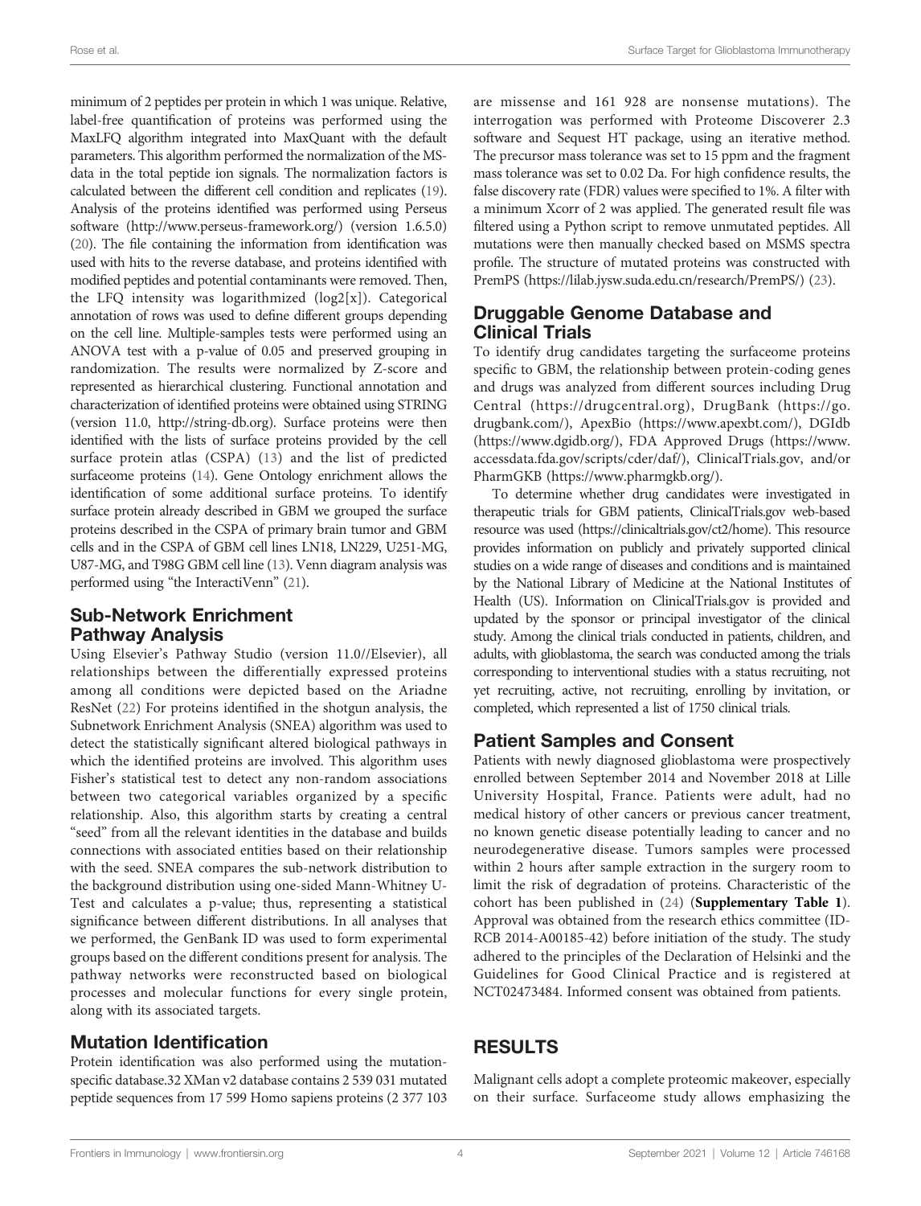minimum of 2 peptides per protein in which 1 was unique. Relative, label-free quantification of proteins was performed using the MaxLFQ algorithm integrated into MaxQuant with the default parameters. This algorithm performed the normalization of the MS-data in the total peptide ion signals. The normalization factors is calculated between the different cell condition and replicates (19). Analysis of the proteins identified was performed using Perseus software (http://www.perseus-framework.org/) (version 1.6.5.0) (20). The file containing the information from identification was used with hits to the reverse database, and proteins identified with modified peptides and potential contaminants were removed. Then, the LFQ intensity was logarithmized (log2[x]). Categorical annotation of rows was used to define different groups depending on the cell line. Multiple-samples tests were performed using an ANOVA test with a p-value of 0.05 and preserved grouping in randomization. The results were normalized by Z-score and represented as hierarchical clustering. Functional annotation and characterization of identified proteins were obtained using STRING (version 11.0, http://string-db.org). Surface proteins were then identified with the lists of surface proteins provided by the cell surface protein atlas (CSPA) (13) and the list of predicted surfaceome proteins (14). Gene Ontology enrichment allows the identification of some additional surface proteins. To identify surface protein already described in GBM we grouped the surface proteins described in the CSPA of primary brain tumor and GBM cells and in the CSPA of GBM cell lines LN18, LN229, U251-MG, U87-MG, and T98G GBM cell line (13). Venn diagram analysis was performed using "the InteractiVenn" (21).

## Sub-Network Enrichment Pathway Analysis

Using Elsevier's Pathway Studio (version 11.0//Elsevier), all relationships between the differentially expressed proteins among all conditions were depicted based on the Ariadne ResNet (22) For proteins identified in the shotgun analysis, the Subnetwork Enrichment Analysis (SNEA) algorithm was used to detect the statistically significant altered biological pathways in which the identified proteins are involved. This algorithm uses Fisher's statistical test to detect any non-random associations between two categorical variables organized by a specific relationship. Also, this algorithm starts by creating a central "seed" from all the relevant identities in the database and builds connections with associated entities based on their relationship with the seed. SNEA compares the sub-network distribution to the background distribution using one-sided Mann-Whitney U-Test and calculates a p-value; thus, representing a statistical significance between different distributions. In all analyses that we performed, the GenBank ID was used to form experimental groups based on the different conditions present for analysis. The pathway networks were reconstructed based on biological processes and molecular functions for every single protein, along with its associated targets.

## Mutation Identification

Protein identification was also performed using the mutation-specific database.32 XMan v2 database contains 2 539 031 mutated peptide sequences from 17 599 Homo sapiens proteins (2 377 103 are missense and 161 928 are nonsense mutations). The interrogation was performed with Proteome Discoverer 2.3 software and Sequest HT package, using an iterative method. The precursor mass tolerance was set to 15 ppm and the fragment mass tolerance was set to 0.02 Da. For high confidence results, the false discovery rate (FDR) values were specified to 1%. A filter with a minimum Xcorr of 2 was applied. The generated result file was filtered using a Python script to remove unmutated peptides. All mutations were then manually checked based on MSMS spectra profile. The structure of mutated proteins was constructed with PremPS (https://lilab.jysw.suda.edu.cn/research/PremPS/) (23).

## Druggable Genome Database and Clinical Trials

To identify drug candidates targeting the surfaceome proteins specific to GBM, the relationship between protein-coding genes and drugs was analyzed from different sources including Drug Central (https://drugcentral.org), DrugBank (https://go.drugbank.com/), ApexBio (https://www.apexbt.com/), DGIdb (https://www.dgidb.org/), FDA Approved Drugs (https://www.accessdata.fda.gov/scripts/cder/daf/), ClinicalTrials.gov, and/or PharmGKB (https://www.pharmgkb.org/).

To determine whether drug candidates were investigated in therapeutic trials for GBM patients, ClinicalTrials.gov web-based resource was used (https://clinicaltrials.gov/ct2/home). This resource provides information on publicly and privately supported clinical studies on a wide range of diseases and conditions and is maintained by the National Library of Medicine at the National Institutes of Health (US). Information on ClinicalTrials.gov is provided and updated by the sponsor or principal investigator of the clinical study. Among the clinical trials conducted in patients, children, and adults, with glioblastoma, the search was conducted among the trials corresponding to interventional studies with a status recruiting, not yet recruiting, active, not recruiting, enrolling by invitation, or completed, which represented a list of 1750 clinical trials.

## Patient Samples and Consent

Patients with newly diagnosed glioblastoma were prospectively enrolled between September 2014 and November 2018 at Lille University Hospital, France. Patients were adult, had no medical history of other cancers or previous cancer treatment, no known genetic disease potentially leading to cancer and no neurodegenerative disease. Tumors samples were processed within 2 hours after sample extraction in the surgery room to limit the risk of degradation of proteins. Characteristic of the cohort has been published in (24) (**Supplementary Table 1**). Approval was obtained from the research ethics committee (ID-RCB 2014-A00185-42) before initiation of the study. The study adhered to the principles of the Declaration of Helsinki and the Guidelines for Good Clinical Practice and is registered at NCT02473484. Informed consent was obtained from patients.

# RESULTS

Malignant cells adopt a complete proteomic makeover, especially on their surface. Surfaceome study allows emphasizing the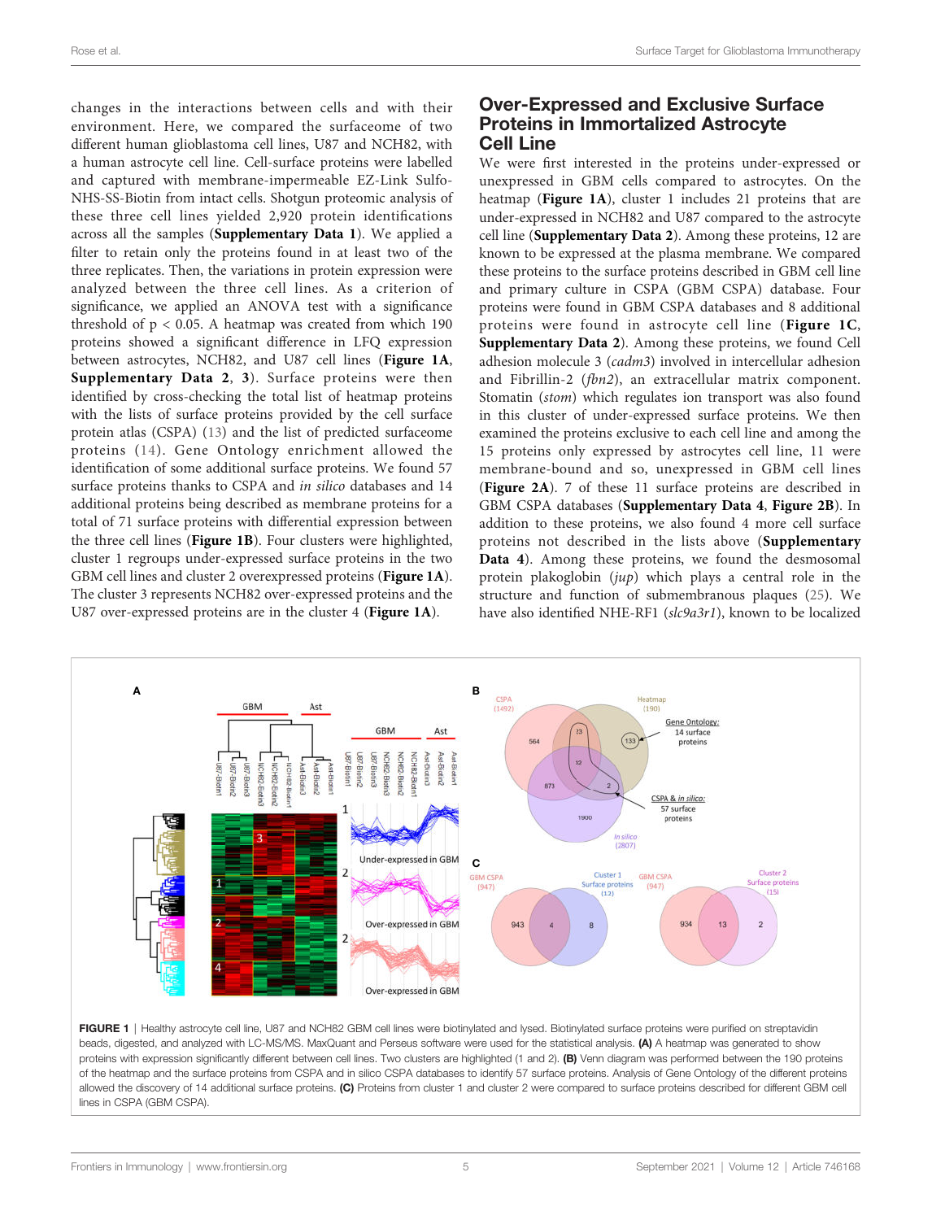changes in the interactions between cells and with their environment. Here, we compared the surfaceome of two different human glioblastoma cell lines, U87 and NCH82, with a human astrocyte cell line. Cell-surface proteins were labelled and captured with membrane-impermeable EZ-Link Sulfo-NHS-SS-Biotin from intact cells. Shotgun proteomic analysis of these three cell lines yielded 2,920 protein identifications across all the samples (**Supplementary Data 1**). We applied a filter to retain only the proteins found in at least two of the three replicates. Then, the variations in protein expression were analyzed between the three cell lines. As a criterion of significance, we applied an ANOVA test with a significance threshold of $p < 0.05$. A heatmap was created from which 190 proteins showed a significant difference in LFQ expression between astrocytes, NCH82, and U87 cell lines (**Figure 1A**, **Supplementary Data 2**, **3**). Surface proteins were then identified by cross-checking the total list of heatmap proteins with the lists of surface proteins provided by the cell surface protein atlas (CSPA) (13) and the list of predicted surfaceome proteins (14). Gene Ontology enrichment allowed the identification of some additional surface proteins. We found 57 surface proteins thanks to CSPA and *in silico* databases and 14 additional proteins being described as membrane proteins for a total of 71 surface proteins with differential expression between the three cell lines (**Figure 1B**). Four clusters were highlighted, cluster 1 regroups under-expressed surface proteins in the two GBM cell lines and cluster 2 overexpressed proteins (**Figure 1A**). The cluster 3 represents NCH82 over-expressed proteins and the U87 over-expressed proteins are in the cluster 4 (**Figure 1A**).

## Over-Expressed and Exclusive Surface Proteins in Immortalized Astrocyte Cell Line

We were first interested in the proteins under-expressed or unexpressed in GBM cells compared to astrocytes. On the heatmap (**Figure 1A**), cluster 1 includes 21 proteins that are under-expressed in NCH82 and U87 compared to the astrocyte cell line (**Supplementary Data 2**). Among these proteins, 12 are known to be expressed at the plasma membrane. We compared these proteins to the surface proteins described in GBM cell line and primary culture in CSPA (GBM CSPA) database. Four proteins were found in GBM CSPA databases and 8 additional proteins were found in astrocyte cell line (**Figure 1C**, **Supplementary Data 2**). Among these proteins, we found Cell adhesion molecule 3 (*cadm3*) involved in intercellular adhesion and Fibrillin-2 (*fbn2*), an extracellular matrix component. Stomatin (*stom*) which regulates ion transport was also found in this cluster of under-expressed surface proteins. We then examined the proteins exclusive to each cell line and among the 15 proteins only expressed by astrocytes cell line, 11 were membrane-bound and so, unexpressed in GBM cell lines (**Figure 2A**). 7 of these 11 surface proteins are described in GBM CSPA databases (**Supplementary Data 4**, **Figure 2B**). In addition to these proteins, we also found 4 more cell surface proteins not described in the lists above (**Supplementary Data 4**). Among these proteins, we found the desmosomal protein plakoglobin (*jup*) which plays a central role in the structure and function of submembranous plaques (25). We have also identified NHE-RF1 (*slc9a3r1*), known to be localized

**FIGURE 1** | Healthy astrocyte cell line, U87 and NCH82 GBM cell lines were biotinylated and lysed. Biotinylated surface proteins were purified on streptavidin beads, digested, and analyzed with LC-MS/MS. MaxQuant and Perseus software were used for the statistical analysis. **(A)** A heatmap was generated to show proteins with expression significantly different between cell lines. Two clusters are highlighted (1 and 2). **(B)** Venn diagram was performed between the 190 proteins of the heatmap and the surface proteins from CSPA and in silico CSPA databases to identify 57 surface proteins. Analysis of Gene Ontology of the different proteins allowed the discovery of 14 additional surface proteins. **(C)** Proteins from cluster 1 and cluster 2 were compared to surface proteins described for different GBM cell lines in CSPA (GBM CSPA).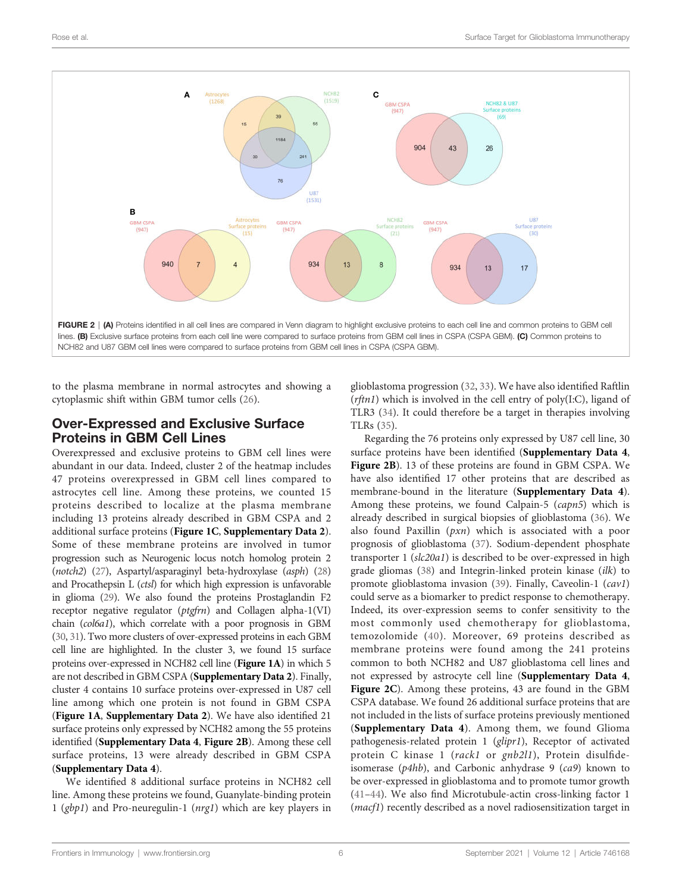FIGURE 2 | **(A)** Proteins identified in all cell lines are compared in Venn diagram to highlight exclusive proteins to each cell line and common proteins to GBM cell lines. **(B)** Exclusive surface proteins from each cell line were compared to surface proteins from GBM cell lines in CSPA (CSPA GBM). **(C)** Common proteins to NCH82 and U87 GBM cell lines were compared to surface proteins from GBM cell lines in CSPA (CSPA GBM).

to the plasma membrane in normal astrocytes and showing a cytoplasmic shift within GBM tumor cells (26).

## Over-Expressed and Exclusive Surface Proteins in GBM Cell Lines

Overexpressed and exclusive proteins to GBM cell lines were abundant in our data. Indeed, cluster 2 of the heatmap includes 47 proteins overexpressed in GBM cell lines compared to astrocytes cell line. Among these proteins, we counted 15 proteins described to localize at the plasma membrane including 13 proteins already described in GBM CSPA and 2 additional surface proteins (**Figure 1C**, **Supplementary Data 2**). Some of these membrane proteins are involved in tumor progression such as Neurogenic locus notch homolog protein 2 (*notch2*) (27), Aspartyl/asparaginyl beta-hydroxylase (*asph*) (28) and Procathepsin L (*ctsl*) for which high expression is unfavorable in glioma (29). We also found the proteins Prostaglandin F2 receptor negative regulator (*ptgfrn*) and Collagen alpha-1(VI) chain (*col6a1*), which correlate with a poor prognosis in GBM (30, 31). Two more clusters of over-expressed proteins in each GBM cell line are highlighted. In the cluster 3, we found 15 surface proteins over-expressed in NCH82 cell line (**Figure 1A**) in which 5 are not described in GBM CSPA (**Supplementary Data 2**). Finally, cluster 4 contains 10 surface proteins over-expressed in U87 cell line among which one protein is not found in GBM CSPA (**Figure 1A**, **Supplementary Data 2**). We have also identified 21 surface proteins only expressed by NCH82 among the 55 proteins identified (**Supplementary Data 4**, **Figure 2B**). Among these cell surface proteins, 13 were already described in GBM CSPA (**Supplementary Data 4**).

We identified 8 additional surface proteins in NCH82 cell line. Among these proteins we found, Guanylate-binding protein 1 (*gbp1*) and Pro-neuregulin-1 (*nrg1*) which are key players in glioblastoma progression (32, 33). We have also identified Raftlin (*rftn1*) which is involved in the cell entry of poly(I:C), ligand of TLR3 (34). It could therefore be a target in therapies involving TLRs (35).

Regarding the 76 proteins only expressed by U87 cell line, 30 surface proteins have been identified (**Supplementary Data 4**, **Figure 2B**). 13 of these proteins are found in GBM CSPA. We have also identified 17 other proteins that are described as membrane-bound in the literature (**Supplementary Data 4**). Among these proteins, we found Calpain-5 (*capn5*) which is already described in surgical biopsies of glioblastoma (36). We also found Paxillin (*pxn*) which is associated with a poor prognosis of glioblastoma (37). Sodium-dependent phosphate transporter 1 (*slc20a1*) is described to be over-expressed in high grade gliomas (38) and Integrin-linked protein kinase (*ilk*) to promote glioblastoma invasion (39). Finally, Caveolin-1 (*cav1*) could serve as a biomarker to predict response to chemotherapy. Indeed, its over-expression seems to confer sensitivity to the most commonly used chemotherapy for glioblastoma, temozolomide (40). Moreover, 69 proteins described as membrane proteins were found among the 241 proteins common to both NCH82 and U87 glioblastoma cell lines and not expressed by astrocyte cell line (**Supplementary Data 4**, **Figure 2C**). Among these proteins, 43 are found in the GBM CSPA database. We found 26 additional surface proteins that are not included in the lists of surface proteins previously mentioned (**Supplementary Data 4**). Among them, we found Glioma pathogenesis-related protein 1 (*glipr1*), Receptor of activated protein C kinase 1 (*rack1* or *gnb2l1*), Protein disulfide-isomerase (*p4hb*), and Carbonic anhydrase 9 (*ca9*) known to be over-expressed in glioblastoma and to promote tumor growth (41–44). We also find Microtubule-actin cross-linking factor 1 (*macf1*) recently described as a novel radiosensitization target in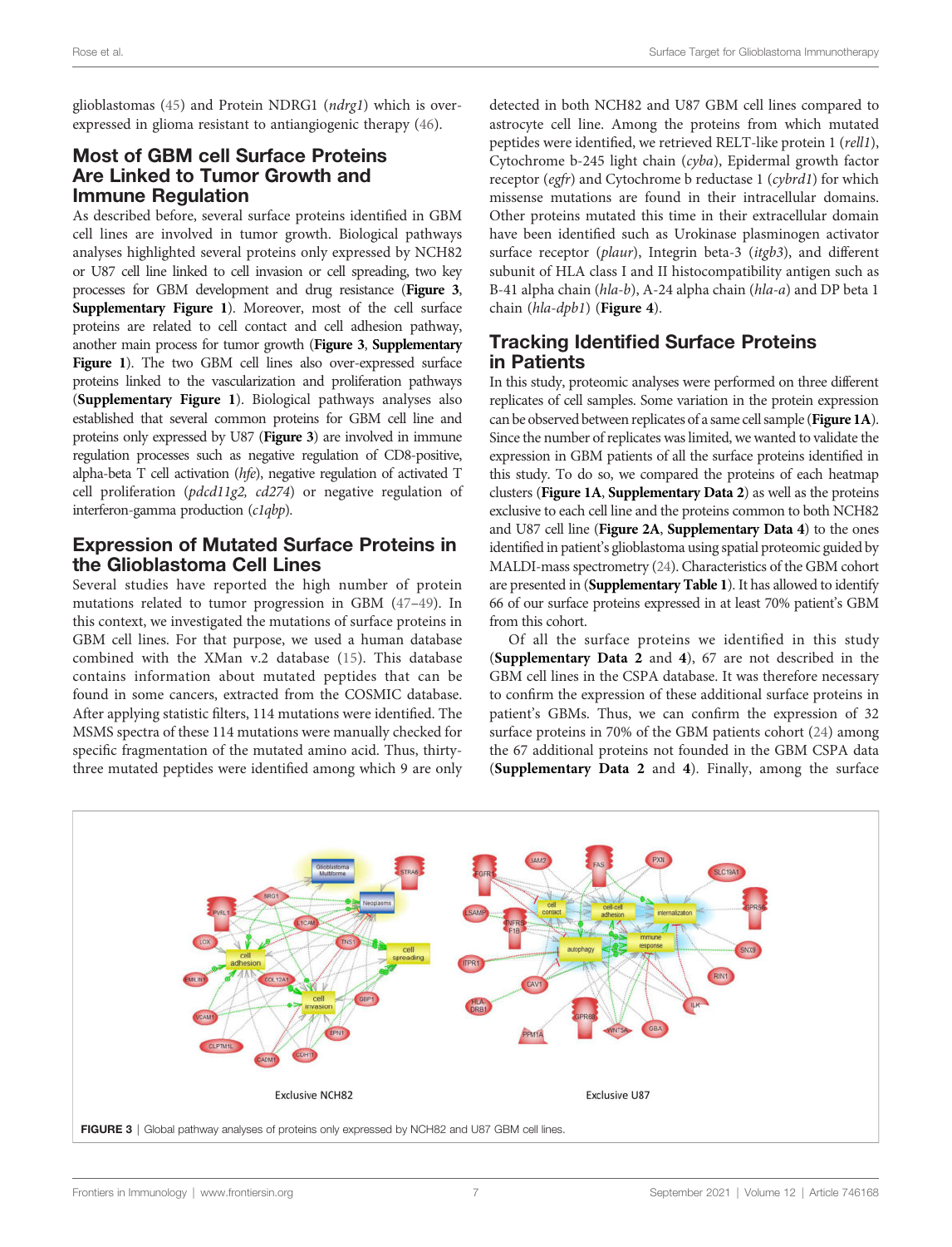glioblastomas (45) and Protein NDRG1 (*ndrg1*) which is over-expressed in glioma resistant to antiangiogenic therapy (46).

## Most of GBM cell Surface Proteins Are Linked to Tumor Growth and Immune Regulation

As described before, several surface proteins identified in GBM cell lines are involved in tumor growth. Biological pathways analyses highlighted several proteins only expressed by NCH82 or U87 cell line linked to cell invasion or cell spreading, two key processes for GBM development and drug resistance (**Figure 3**, **Supplementary Figure 1**). Moreover, most of the cell surface proteins are related to cell contact and cell adhesion pathway, another main process for tumor growth (**Figure 3**, **Supplementary Figure 1**). The two GBM cell lines also over-expressed surface proteins linked to the vascularization and proliferation pathways (**Supplementary Figure 1**). Biological pathways analyses also established that several common proteins for GBM cell line and proteins only expressed by U87 (**Figure 3**) are involved in immune regulation processes such as negative regulation of CD8-positive, alpha-beta T cell activation (*hfe*), negative regulation of activated T cell proliferation (*pdcd11g2, cd274*) or negative regulation of interferon-gamma production (*c1qbp*).

## Expression of Mutated Surface Proteins in the Glioblastoma Cell Lines

Several studies have reported the high number of protein mutations related to tumor progression in GBM (47–49). In this context, we investigated the mutations of surface proteins in GBM cell lines. For that purpose, we used a human database combined with the XMan v.2 database (15). This database contains information about mutated peptides that can be found in some cancers, extracted from the COSMIC database. After applying statistic filters, 114 mutations were identified. The MSMS spectra of these 114 mutations were manually checked for specific fragmentation of the mutated amino acid. Thus, thirty-three mutated peptides were identified among which 9 are only detected in both NCH82 and U87 GBM cell lines compared to astrocyte cell line. Among the proteins from which mutated peptides were identified, we retrieved RELT-like protein 1 (*rell1*), Cytochrome b-245 light chain (*cyba*), Epidermal growth factor receptor (*egfr*) and Cytochrome b reductase 1 (*cybrd1*) for which missense mutations are found in their intracellular domains. Other proteins mutated this time in their extracellular domain have been identified such as Urokinase plasminogen activator surface receptor (*plaur*), Integrin beta-3 (*itgb3*), and different subunit of HLA class I and II histocompatibility antigen such as B-41 alpha chain (*hla-b*), A-24 alpha chain (*hla-a*) and DP beta 1 chain (*hla-dpb1*) (**Figure 4**).

## Tracking Identified Surface Proteins in Patients

In this study, proteomic analyses were performed on three different replicates of cell samples. Some variation in the protein expression can be observed between replicates of a same cell sample (**Figure 1A**). Since the number of replicates was limited, we wanted to validate the expression in GBM patients of all the surface proteins identified in this study. To do so, we compared the proteins of each heatmap clusters (**Figure 1A**, **Supplementary Data 2**) as well as the proteins exclusive to each cell line and the proteins common to both NCH82 and U87 cell line (**Figure 2A**, **Supplementary Data 4**) to the ones identified in patient's glioblastoma using spatial proteomic guided by MALDI-mass spectrometry (24). Characteristics of the GBM cohort are presented in (**Supplementary Table 1**). It has allowed to identify 66 of our surface proteins expressed in at least 70% patient's GBM from this cohort.

Of all the surface proteins we identified in this study (**Supplementary Data 2** and **4**), 67 are not described in the GBM cell lines in the CSPA database. It was therefore necessary to confirm the expression of these additional surface proteins in patient's GBMs. Thus, we can confirm the expression of 32 surface proteins in 70% of the GBM patients cohort (24) among the 67 additional proteins not founded in the GBM CSPA data (**Supplementary Data 2** and **4**). Finally, among the surface

**FIGURE 3** | Global pathway analyses of proteins only expressed by NCH82 and U87 GBM cell lines.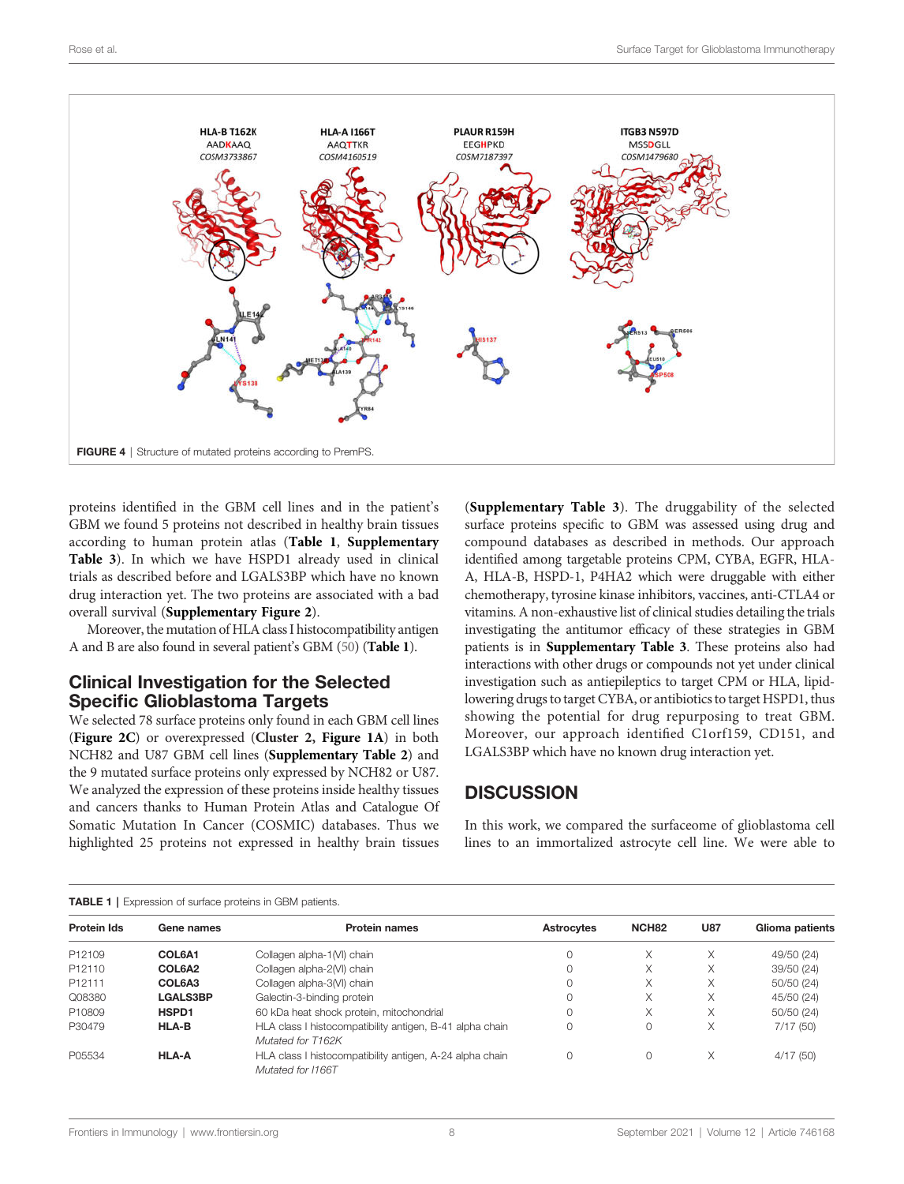FIGURE 4 | Structure of mutated proteins according to PremPS.

proteins identified in the GBM cell lines and in the patient's GBM we found 5 proteins not described in healthy brain tissues according to human protein atlas (**Table 1**, **Supplementary Table 3**). In which we have HSPD1 already used in clinical trials as described before and LGALS3BP which have no known drug interaction yet. The two proteins are associated with a bad overall survival (**Supplementary Figure 2**).

Moreover, the mutation of HLA class I histocompatibility antigen A and B are also found in several patient's GBM (50) (**Table 1**).

## Clinical Investigation for the Selected Specific Glioblastoma Targets

We selected 78 surface proteins only found in each GBM cell lines (**Figure 2C**) or overexpressed (**Cluster 2, Figure 1A**) in both NCH82 and U87 GBM cell lines (**Supplementary Table 2**) and the 9 mutated surface proteins only expressed by NCH82 or U87. We analyzed the expression of these proteins inside healthy tissues and cancers thanks to Human Protein Atlas and Catalogue Of Somatic Mutation In Cancer (COSMIC) databases. Thus we highlighted 25 proteins not expressed in healthy brain tissues (**Supplementary Table 3**). The druggability of the selected surface proteins specific to GBM was assessed using drug and compound databases as described in methods. Our approach identified among targetable proteins CPM, CYBA, EGFR, HLA-A, HLA-B, HSPD-1, P4HA2 which were druggable with either chemotherapy, tyrosine kinase inhibitors, vaccines, anti-CTLA4 or vitamins. A non-exhaustive list of clinical studies detailing the trials investigating the antitumor efficacy of these strategies in GBM patients is in **Supplementary Table 3**. These proteins also had interactions with other drugs or compounds not yet under clinical investigation such as antiepileptics to target CPM or HLA, lipid-lowering drugs to target CYBA, or antibiotics to target HSPD1, thus showing the potential for drug repurposing to treat GBM. Moreover, our approach identified C1orf159, CD151, and LGALS3BP which have no known drug interaction yet.

## DISCUSSION

In this work, we compared the surfaceome of glioblastoma cell lines to an immortalized astrocyte cell line. We were able to

TABLE 1 | Expression of surface proteins in GBM patients.

| Protein Ids | Gene names | Protein names | Astrocytes | NCH82 | U87 | Glioma patients |
|---|---|---|---|---|---|---|
| P12109 | **COL6A1** | Collagen alpha-1(VI) chain | 0 | X | X | 49/50 (24) |
| P12110 | **COL6A2** | Collagen alpha-2(VI) chain | 0 | X | X | 39/50 (24) |
| P12111 | **COL6A3** | Collagen alpha-3(VI) chain | 0 | X | X | 50/50 (24) |
| Q08380 | **LGALS3BP** | Galectin-3-binding protein | 0 | X | X | 45/50 (24) |
| P10809 | **HSPD1** | 60 kDa heat shock protein, mitochondrial | 0 | X | X | 50/50 (24) |
| P30479 | **HLA-B** | HLA class I histocompatibility antigen, B-41 alpha chain *Mutated for T162K* | 0 | 0 | X | 7/17 (50) |
| P05534 | **HLA-A** | HLA class I histocompatibility antigen, A-24 alpha chain *Mutated for I166T* | 0 | 0 | X | 4/17 (50) |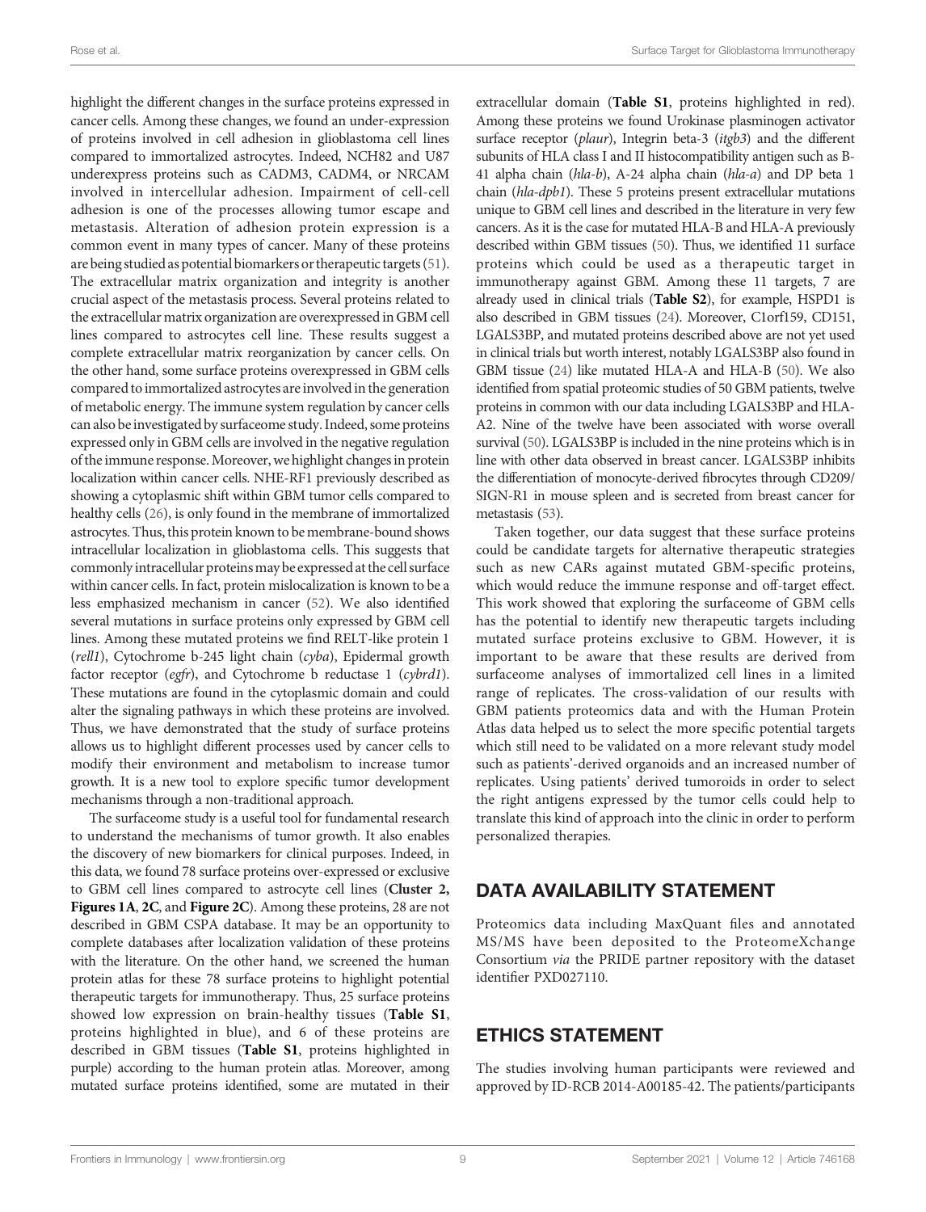highlight the different changes in the surface proteins expressed in cancer cells. Among these changes, we found an under-expression of proteins involved in cell adhesion in glioblastoma cell lines compared to immortalized astrocytes. Indeed, NCH82 and U87 underexpress proteins such as CADM3, CADM4, or NRCAM involved in intercellular adhesion. Impairment of cell-cell adhesion is one of the processes allowing tumor escape and metastasis. Alteration of adhesion protein expression is a common event in many types of cancer. Many of these proteins are being studied as potential biomarkers or therapeutic targets (51). The extracellular matrix organization and integrity is another crucial aspect of the metastasis process. Several proteins related to the extracellular matrix organization are overexpressed in GBM cell lines compared to astrocytes cell line. These results suggest a complete extracellular matrix reorganization by cancer cells. On the other hand, some surface proteins overexpressed in GBM cells compared to immortalized astrocytes are involved in the generation of metabolic energy. The immune system regulation by cancer cells can also be investigated by surfaceome study. Indeed, some proteins expressed only in GBM cells are involved in the negative regulation of the immune response. Moreover, we highlight changes in protein localization within cancer cells. NHE-RF1 previously described as showing a cytoplasmic shift within GBM tumor cells compared to healthy cells (26), is only found in the membrane of immortalized astrocytes. Thus, this protein known to be membrane-bound shows intracellular localization in glioblastoma cells. This suggests that commonly intracellular proteins may be expressed at the cell surface within cancer cells. In fact, protein mislocalization is known to be a less emphasized mechanism in cancer (52). We also identified several mutations in surface proteins only expressed by GBM cell lines. Among these mutated proteins we find RELT-like protein 1 (*rell1*), Cytochrome b-245 light chain (*cyba*), Epidermal growth factor receptor (*egfr*), and Cytochrome b reductase 1 (*cybrd1*). These mutations are found in the cytoplasmic domain and could alter the signaling pathways in which these proteins are involved. Thus, we have demonstrated that the study of surface proteins allows us to highlight different processes used by cancer cells to modify their environment and metabolism to increase tumor growth. It is a new tool to explore specific tumor development mechanisms through a non-traditional approach.

The surfaceome study is a useful tool for fundamental research to understand the mechanisms of tumor growth. It also enables the discovery of new biomarkers for clinical purposes. Indeed, in this data, we found 78 surface proteins over-expressed or exclusive to GBM cell lines compared to astrocyte cell lines (**Cluster 2, Figures 1A**, **2C**, and **Figure 2C**). Among these proteins, 28 are not described in GBM CSPA database. It may be an opportunity to complete databases after localization validation of these proteins with the literature. On the other hand, we screened the human protein atlas for these 78 surface proteins to highlight potential therapeutic targets for immunotherapy. Thus, 25 surface proteins showed low expression on brain-healthy tissues (**Table S1**, proteins highlighted in blue), and 6 of these proteins are described in GBM tissues (**Table S1**, proteins highlighted in purple) according to the human protein atlas. Moreover, among mutated surface proteins identified, some are mutated in their extracellular domain (**Table S1**, proteins highlighted in red). Among these proteins we found Urokinase plasminogen activator surface receptor (*plaur*), Integrin beta-3 (*itgb3*) and the different subunits of HLA class I and II histocompatibility antigen such as B-41 alpha chain (*hla-b*), A-24 alpha chain (*hla-a*) and DP beta 1 chain (*hla-dpb1*). These 5 proteins present extracellular mutations unique to GBM cell lines and described in the literature in very few cancers. As it is the case for mutated HLA-B and HLA-A previously described within GBM tissues (50). Thus, we identified 11 surface proteins which could be used as a therapeutic target in immunotherapy against GBM. Among these 11 targets, 7 are already used in clinical trials (**Table S2**), for example, HSPD1 is also described in GBM tissues (24). Moreover, C1orf159, CD151, LGALS3BP, and mutated proteins described above are not yet used in clinical trials but worth interest, notably LGALS3BP also found in GBM tissue (24) like mutated HLA-A and HLA-B (50). We also identified from spatial proteomic studies of 50 GBM patients, twelve proteins in common with our data including LGALS3BP and HLA-A2. Nine of the twelve have been associated with worse overall survival (50). LGALS3BP is included in the nine proteins which is in line with other data observed in breast cancer. LGALS3BP inhibits the differentiation of monocyte-derived fibrocytes through CD209/SIGN-R1 in mouse spleen and is secreted from breast cancer for metastasis (53).

Taken together, our data suggest that these surface proteins could be candidate targets for alternative therapeutic strategies such as new CARs against mutated GBM-specific proteins, which would reduce the immune response and off-target effect. This work showed that exploring the surfaceome of GBM cells has the potential to identify new therapeutic targets including mutated surface proteins exclusive to GBM. However, it is important to be aware that these results are derived from surfaceome analyses of immortalized cell lines in a limited range of replicates. The cross-validation of our results with GBM patients proteomics data and with the Human Protein Atlas data helped us to select the more specific potential targets which still need to be validated on a more relevant study model such as patients'-derived organoids and an increased number of replicates. Using patients' derived tumoroids in order to select the right antigens expressed by the tumor cells could help to translate this kind of approach into the clinic in order to perform personalized therapies.

## DATA AVAILABILITY STATEMENT

Proteomics data including MaxQuant files and annotated MS/MS have been deposited to the ProteomeXchange Consortium *via* the PRIDE partner repository with the dataset identifier PXD027110.

## ETHICS STATEMENT

The studies involving human participants were reviewed and approved by ID-RCB 2014-A00185-42. The patients/participants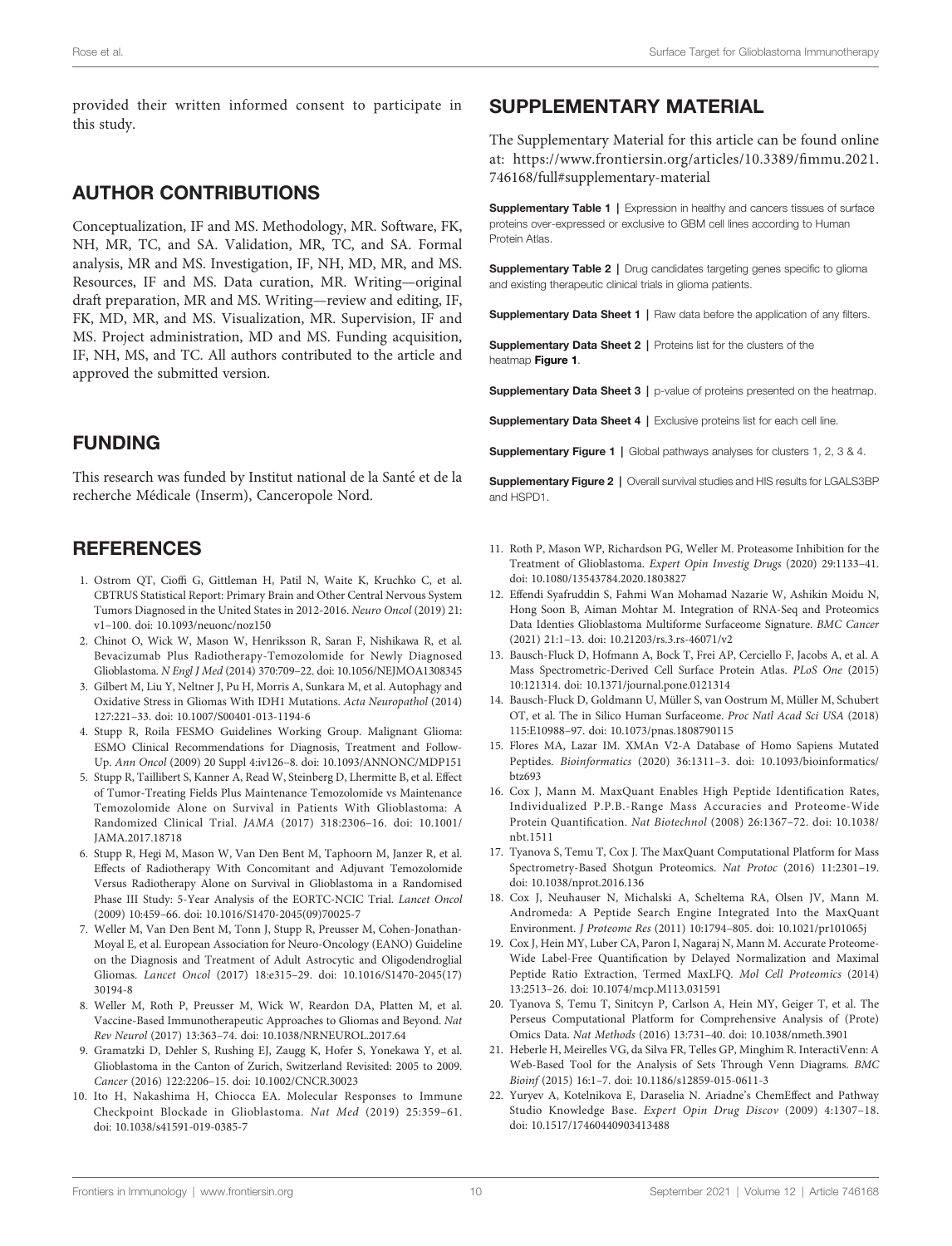provided their written informed consent to participate in this study.

## AUTHOR CONTRIBUTIONS

Conceptualization, IF and MS. Methodology, MR. Software, FK, NH, MR, TC, and SA. Validation, MR, TC, and SA. Formal analysis, MR and MS. Investigation, IF, NH, MD, MR, and MS. Resources, IF and MS. Data curation, MR. Writing—original draft preparation, MR and MS. Writing—review and editing, IF, FK, MD, MR, and MS. Visualization, MR. Supervision, IF and MS. Project administration, MD and MS. Funding acquisition, IF, NH, MS, and TC. All authors contributed to the article and approved the submitted version.

## FUNDING

This research was funded by Institut national de la Santé et de la recherche Médicale (Inserm), Canceropole Nord.

## SUPPLEMENTARY MATERIAL

The Supplementary Material for this article can be found online at: https://www.frontiersin.org/articles/10.3389/fimmu.2021.746168/full#supplementary-material

**Supplementary Table 1 |** Expression in healthy and cancers tissues of surface proteins over-expressed or exclusive to GBM cell lines according to Human Protein Atlas.

**Supplementary Table 2 |** Drug candidates targeting genes specific to glioma and existing therapeutic clinical trials in glioma patients.

**Supplementary Data Sheet 1 |** Raw data before the application of any filters.

**Supplementary Data Sheet 2 |** Proteins list for the clusters of the heatmap **Figure 1**.

**Supplementary Data Sheet 3 |** p-value of proteins presented on the heatmap.

**Supplementary Data Sheet 4 |** Exclusive proteins list for each cell line.

**Supplementary Figure 1 |** Global pathways analyses for clusters 1, 2, 3 & 4.

**Supplementary Figure 2 |** Overall survival studies and HIS results for LGALS3BP and HSPD1.

## REFERENCES

1. Ostrom QT, Cioffi G, Gittleman H, Patil N, Waite K, Kruchko C, et al. CBTRUS Statistical Report: Primary Brain and Other Central Nervous System Tumors Diagnosed in the United States in 2012-2016. *Neuro Oncol* (2019) 21:v1–100. doi: 10.1093/neuonc/noz150
2. Chinot O, Wick W, Mason W, Henriksson R, Saran F, Nishikawa R, et al. Bevacizumab Plus Radiotherapy-Temozolomide for Newly Diagnosed Glioblastoma. *N Engl J Med* (2014) 370:709–22. doi: 10.1056/NEJMOA1308345
3. Gilbert M, Liu Y, Neltner J, Pu H, Morris A, Sunkara M, et al. Autophagy and Oxidative Stress in Gliomas With IDH1 Mutations. *Acta Neuropathol* (2014) 127:221–33. doi: 10.1007/S00401-013-1194-6
4. Stupp R, Roila FESMO Guidelines Working Group. Malignant Glioma: ESMO Clinical Recommendations for Diagnosis, Treatment and Follow-Up. *Ann Oncol* (2009) 20 Suppl 4:iv126–8. doi: 10.1093/ANNONC/MDP151
5. Stupp R, Taillibert S, Kanner A, Read W, Steinberg D, Lhermitte B, et al. Effect of Tumor-Treating Fields Plus Maintenance Temozolomide vs Maintenance Temozolomide Alone on Survival in Patients With Glioblastoma: A Randomized Clinical Trial. *JAMA* (2017) 318:2306–16. doi: 10.1001/JAMA.2017.18718
6. Stupp R, Hegi M, Mason W, Van Den Bent M, Taphoorn M, Janzer R, et al. Effects of Radiotherapy With Concomitant and Adjuvant Temozolomide Versus Radiotherapy Alone on Survival in Glioblastoma in a Randomised Phase III Study: 5-Year Analysis of the EORTC-NCIC Trial. *Lancet Oncol* (2009) 10:459–66. doi: 10.1016/S1470-2045(09)70025-7
7. Weller M, Van Den Bent M, Tonn J, Stupp R, Preusser M, Cohen-Jonathan-Moyal E, et al. European Association for Neuro-Oncology (EANO) Guideline on the Diagnosis and Treatment of Adult Astrocytic and Oligodendroglial Gliomas. *Lancet Oncol* (2017) 18:e315–29. doi: 10.1016/S1470-2045(17)30194-8
8. Weller M, Roth P, Preusser M, Wick W, Reardon DA, Platten M, et al. Vaccine-Based Immunotherapeutic Approaches to Gliomas and Beyond. *Nat Rev Neurol* (2017) 13:363–74. doi: 10.1038/NRNEUROL.2017.64
9. Gramatzki D, Dehler S, Rushing EJ, Zaugg K, Hofer S, Yonekawa Y, et al. Glioblastoma in the Canton of Zurich, Switzerland Revisited: 2005 to 2009. *Cancer* (2016) 122:2206–15. doi: 10.1002/CNCR.30023
10. Ito H, Nakashima H, Chiocca EA. Molecular Responses to Immune Checkpoint Blockade in Glioblastoma. *Nat Med* (2019) 25:359–61. doi: 10.1038/s41591-019-0385-7
11. Roth P, Mason WP, Richardson PG, Weller M. Proteasome Inhibition for the Treatment of Glioblastoma. *Expert Opin Investig Drugs* (2020) 29:1133–41. doi: 10.1080/13543784.2020.1803827
12. Effendi Syafruddin S, Fahmi Wan Mohamad Nazarie W, Ashikin Moidu N, Hong Soon B, Aiman Mohtar M. Integration of RNA-Seq and Proteomics Data Identies Glioblastoma Multiforme Surfaceome Signature. *BMC Cancer* (2021) 21:1–13. doi: 10.21203/rs.3.rs-46071/v2
13. Bausch-Fluck D, Hofmann A, Bock T, Frei AP, Cerciello F, Jacobs A, et al. A Mass Spectrometric-Derived Cell Surface Protein Atlas. *PLoS One* (2015) 10:121314. doi: 10.1371/journal.pone.0121314
14. Bausch-Fluck D, Goldmann U, Müller S, van Oostrum M, Müller M, Schubert OT, et al. The in Silico Human Surfaceome. *Proc Natl Acad Sci USA* (2018) 115:E10988–97. doi: 10.1073/pnas.1808790115
15. Flores MA, Lazar IM. XMAn V2-A Database of Homo Sapiens Mutated Peptides. *Bioinformatics* (2020) 36:1311–3. doi: 10.1093/bioinformatics/btz693
16. Cox J, Mann M. MaxQuant Enables High Peptide Identification Rates, Individualized P.P.B.-Range Mass Accuracies and Proteome-Wide Protein Quantification. *Nat Biotechnol* (2008) 26:1367–72. doi: 10.1038/nbt.1511
17. Tyanova S, Temu T, Cox J. The MaxQuant Computational Platform for Mass Spectrometry-Based Shotgun Proteomics. *Nat Protoc* (2016) 11:2301–19. doi: 10.1038/nprot.2016.136
18. Cox J, Neuhauser N, Michalski A, Scheltema RA, Olsen JV, Mann M. Andromeda: A Peptide Search Engine Integrated Into the MaxQuant Environment. *J Proteome Res* (2011) 10:1794–805. doi: 10.1021/pr101065j
19. Cox J, Hein MY, Luber CA, Paron I, Nagaraj N, Mann M. Accurate Proteome-Wide Label-Free Quantification by Delayed Normalization and Maximal Peptide Ratio Extraction, Termed MaxLFQ. *Mol Cell Proteomics* (2014) 13:2513–26. doi: 10.1074/mcp.M113.031591
20. Tyanova S, Temu T, Sinitcyn P, Carlson A, Hein MY, Geiger T, et al. The Perseus Computational Platform for Comprehensive Analysis of (Prote) Omics Data. *Nat Methods* (2016) 13:731–40. doi: 10.1038/nmeth.3901
21. Heberle H, Meirelles VG, da Silva FR, Telles GP, Minghim R. InteractiVenn: A Web-Based Tool for the Analysis of Sets Through Venn Diagrams. *BMC Bioinf* (2015) 16:1–7. doi: 10.1186/s12859-015-0611-3
22. Yuryev A, Kotelnikova E, Daraselia N. Ariadne's ChemEffect and Pathway Studio Knowledge Base. *Expert Opin Drug Discov* (2009) 4:1307–18. doi: 10.1517/17460440903413488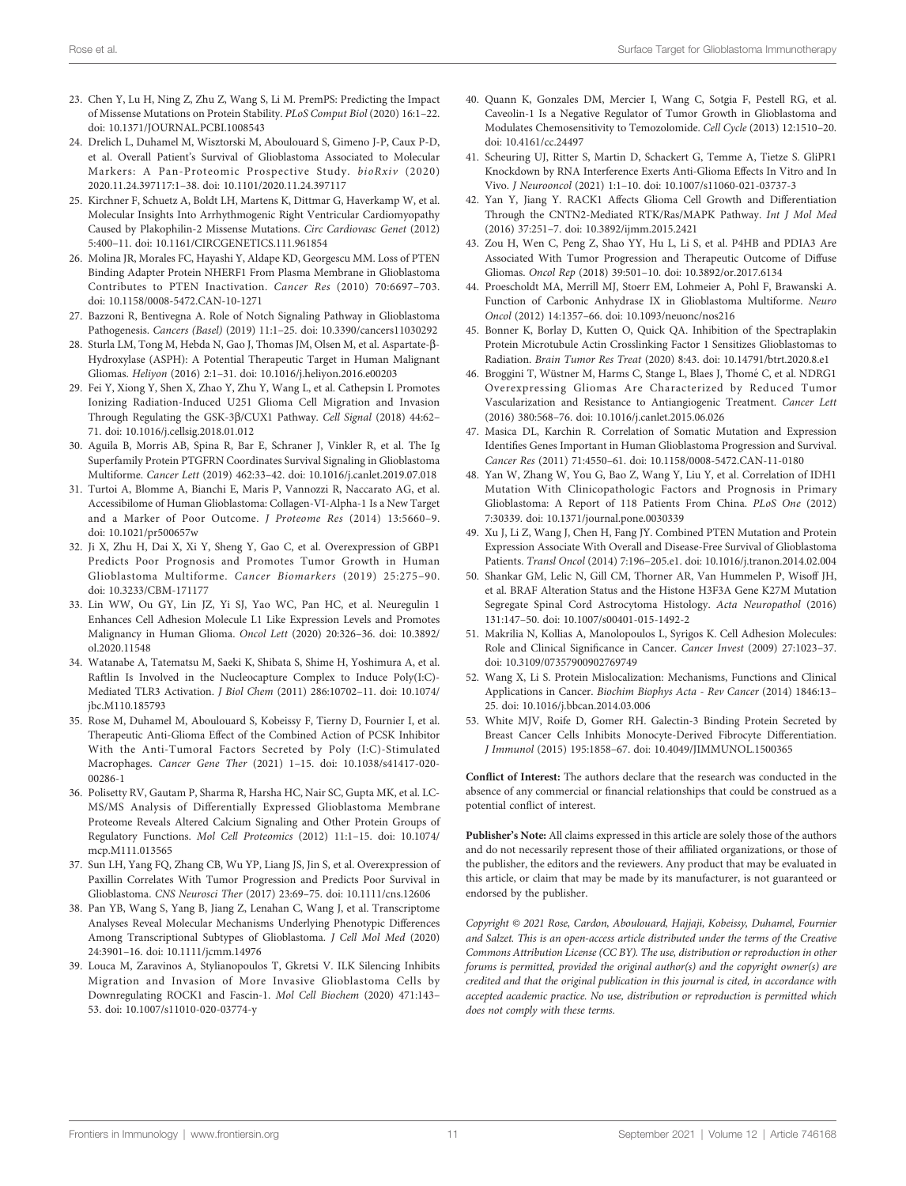23. Chen Y, Lu H, Ning Z, Zhu Z, Wang S, Li M. PremPS: Predicting the Impact of Missense Mutations on Protein Stability. *PLoS Comput Biol* (2020) 16:1–22. doi: 10.1371/JOURNAL.PCBI.1008543

24. Drelich L, Duhamel M, Wisztorski M, Aboulouard S, Gimeno J-P, Caux P-D, et al. Overall Patient's Survival of Glioblastoma Associated to Molecular Markers: A Pan-Proteomic Prospective Study. *bioRxiv* (2020) 2020.11.24.397117:1–38. doi: 10.1101/2020.11.24.397117

25. Kirchner F, Schuetz A, Boldt LH, Martens K, Dittmar G, Haverkamp W, et al. Molecular Insights Into Arrhythmogenic Right Ventricular Cardiomyopathy Caused by Plakophilin-2 Missense Mutations. *Circ Cardiovasc Genet* (2012) 5:400–11. doi: 10.1161/CIRCGENETICS.111.961854

26. Molina JR, Morales FC, Hayashi Y, Aldape KD, Georgescu MM. Loss of PTEN Binding Adapter Protein NHERF1 From Plasma Membrane in Glioblastoma Contributes to PTEN Inactivation. *Cancer Res* (2010) 70:6697–703. doi: 10.1158/0008-5472.CAN-10-1271

27. Bazzoni R, Bentivegna A. Role of Notch Signaling Pathway in Glioblastoma Pathogenesis. *Cancers (Basel)* (2019) 11:1–25. doi: 10.3390/cancers11030292

28. Sturla LM, Tong M, Hebda N, Gao J, Thomas JM, Olsen M, et al. Aspartate-β-Hydroxylase (ASPH): A Potential Therapeutic Target in Human Malignant Gliomas. *Heliyon* (2016) 2:1–31. doi: 10.1016/j.heliyon.2016.e00203

29. Fei Y, Xiong Y, Shen X, Zhao Y, Zhu Y, Wang L, et al. Cathepsin L Promotes Ionizing Radiation-Induced U251 Glioma Cell Migration and Invasion Through Regulating the GSK-3β/CUX1 Pathway. *Cell Signal* (2018) 44:62–71. doi: 10.1016/j.cellsig.2018.01.012

30. Aguila B, Morris AB, Spina R, Bar E, Schraner J, Vinkler R, et al. The Ig Superfamily Protein PTGFRN Coordinates Survival Signaling in Glioblastoma Multiforme. *Cancer Lett* (2019) 462:33–42. doi: 10.1016/j.canlet.2019.07.018

31. Turtoi A, Blomme A, Bianchi E, Maris P, Vannozzi R, Naccarato AG, et al. Accessibilome of Human Glioblastoma: Collagen-VI-Alpha-1 Is a New Target and a Marker of Poor Outcome. *J Proteome Res* (2014) 13:5660–9. doi: 10.1021/pr500657w

32. Ji X, Zhu H, Dai X, Xi Y, Sheng Y, Gao C, et al. Overexpression of GBP1 Predicts Poor Prognosis and Promotes Tumor Growth in Human Glioblastoma Multiforme. *Cancer Biomarkers* (2019) 25:275–90. doi: 10.3233/CBM-171177

33. Lin WW, Ou GY, Lin JZ, Yi SJ, Yao WC, Pan HC, et al. Neuregulin 1 Enhances Cell Adhesion Molecule L1 Like Expression Levels and Promotes Malignancy in Human Glioma. *Oncol Lett* (2020) 20:326–36. doi: 10.3892/ol.2020.11548

34. Watanabe A, Tatematsu M, Saeki K, Shibata S, Shime H, Yoshimura A, et al. Raftlin Is Involved in the Nucleocapture Complex to Induce Poly(I:C)-Mediated TLR3 Activation. *J Biol Chem* (2011) 286:10702–11. doi: 10.1074/jbc.M110.185793

35. Rose M, Duhamel M, Aboulouard S, Kobeissy F, Tierny D, Fournier I, et al. Therapeutic Anti-Glioma Effect of the Combined Action of PCSK Inhibitor With the Anti-Tumoral Factors Secreted by Poly (I:C)-Stimulated Macrophages. *Cancer Gene Ther* (2021) 1–15. doi: 10.1038/s41417-020-00286-1

36. Polisetty RV, Gautam P, Sharma R, Harsha HC, Nair SC, Gupta MK, et al. LC-MS/MS Analysis of Differentially Expressed Glioblastoma Membrane Proteome Reveals Altered Calcium Signaling and Other Protein Groups of Regulatory Functions. *Mol Cell Proteomics* (2012) 11:1–15. doi: 10.1074/mcp.M111.013565

37. Sun LH, Yang FQ, Zhang CB, Wu YP, Liang JS, Jin S, et al. Overexpression of Paxillin Correlates With Tumor Progression and Predicts Poor Survival in Glioblastoma. *CNS Neurosci Ther* (2017) 23:69–75. doi: 10.1111/cns.12606

38. Pan YB, Wang S, Yang B, Jiang Z, Lenahan C, Wang J, et al. Transcriptome Analyses Reveal Molecular Mechanisms Underlying Phenotypic Differences Among Transcriptional Subtypes of Glioblastoma. *J Cell Mol Med* (2020) 24:3901–16. doi: 10.1111/jcmm.14976

39. Louca M, Zaravinos A, Stylianopoulos T, Gkretsi V. ILK Silencing Inhibits Migration and Invasion of More Invasive Glioblastoma Cells by Downregulating ROCK1 and Fascin-1. *Mol Cell Biochem* (2020) 471:143–53. doi: 10.1007/s11010-020-03774-y

40. Quann K, Gonzales DM, Mercier I, Wang C, Sotgia F, Pestell RG, et al. Caveolin-1 Is a Negative Regulator of Tumor Growth in Glioblastoma and Modulates Chemosensitivity to Temozolomide. *Cell Cycle* (2013) 12:1510–20. doi: 10.4161/cc.24497

41. Scheuring UJ, Ritter S, Martin D, Schackert G, Temme A, Tietze S. GliPR1 Knockdown by RNA Interference Exerts Anti-Glioma Effects In Vitro and In Vivo. *J Neurooncol* (2021) 1:1–10. doi: 10.1007/s11060-021-03737-3

42. Yan Y, Jiang Y. RACK1 Affects Glioma Cell Growth and Differentiation Through the CNTN2-Mediated RTK/Ras/MAPK Pathway. *Int J Mol Med* (2016) 37:251–7. doi: 10.3892/ijmm.2015.2421

43. Zou H, Wen C, Peng Z, Shao YY, Hu L, Li S, et al. P4HB and PDIA3 Are Associated With Tumor Progression and Therapeutic Outcome of Diffuse Gliomas. *Oncol Rep* (2018) 39:501–10. doi: 10.3892/or.2017.6134

44. Proescholdt MA, Merrill MJ, Stoerr EM, Lohmeier A, Pohl F, Brawanski A. Function of Carbonic Anhydrase IX in Glioblastoma Multiforme. *Neuro Oncol* (2012) 14:1357–66. doi: 10.1093/neuonc/nos216

45. Bonner K, Borlay D, Kutten O, Quick QA. Inhibition of the Spectraplakin Protein Microtubule Actin Crosslinking Factor 1 Sensitizes Glioblastomas to Radiation. *Brain Tumor Res Treat* (2020) 8:43. doi: 10.14791/btrt.2020.8.e1

46. Broggini T, Wüstner M, Harms C, Stange L, Blaes J, Thomé C, et al. NDRG1 Overexpressing Gliomas Are Characterized by Reduced Tumor Vascularization and Resistance to Antiangiogenic Treatment. *Cancer Lett* (2016) 380:568–76. doi: 10.1016/j.canlet.2015.06.026

47. Masica DL, Karchin R. Correlation of Somatic Mutation and Expression Identifies Genes Important in Human Glioblastoma Progression and Survival. *Cancer Res* (2011) 71:4550–61. doi: 10.1158/0008-5472.CAN-11-0180

48. Yan W, Zhang W, You G, Bao Z, Wang Y, Liu Y, et al. Correlation of IDH1 Mutation With Clinicopathologic Factors and Prognosis in Primary Glioblastoma: A Report of 118 Patients From China. *PLoS One* (2012) 7:30339. doi: 10.1371/journal.pone.0030339

49. Xu J, Li Z, Wang J, Chen H, Fang JY. Combined PTEN Mutation and Protein Expression Associate With Overall and Disease-Free Survival of Glioblastoma Patients. *Transl Oncol* (2014) 7:196–205.e1. doi: 10.1016/j.tranon.2014.02.004

50. Shankar GM, Lelic N, Gill CM, Thorner AR, Van Hummelen P, Wisoff JH, et al. BRAF Alteration Status and the Histone H3F3A Gene K27M Mutation Segregate Spinal Cord Astrocytoma Histology. *Acta Neuropathol* (2016) 131:147–50. doi: 10.1007/s00401-015-1492-2

51. Makrilia N, Kollias A, Manolopoulos L, Syrigos K. Cell Adhesion Molecules: Role and Clinical Significance in Cancer. *Cancer Invest* (2009) 27:1023–37. doi: 10.3109/07357900902769749

52. Wang X, Li S. Protein Mislocalization: Mechanisms, Functions and Clinical Applications in Cancer. *Biochim Biophys Acta - Rev Cancer* (2014) 1846:13–25. doi: 10.1016/j.bbcan.2014.03.006

53. White MJV, Roife D, Gomer RH. Galectin-3 Binding Protein Secreted by Breast Cancer Cells Inhibits Monocyte-Derived Fibrocyte Differentiation. *J Immunol* (2015) 195:1858–67. doi: 10.4049/JIMMUNOL.1500365

**Conflict of Interest:** The authors declare that the research was conducted in the absence of any commercial or financial relationships that could be construed as a potential conflict of interest.

**Publisher's Note:** All claims expressed in this article are solely those of the authors and do not necessarily represent those of their affiliated organizations, or those of the publisher, the editors and the reviewers. Any product that may be evaluated in this article, or claim that may be made by its manufacturer, is not guaranteed or endorsed by the publisher.

*Copyright © 2021 Rose, Cardon, Aboulouard, Hajjaji, Kobeissy, Duhamel, Fournier and Salzet. This is an open-access article distributed under the terms of the Creative Commons Attribution License (CC BY). The use, distribution or reproduction in other forums is permitted, provided the original author(s) and the copyright owner(s) are credited and that the original publication in this journal is cited, in accordance with accepted academic practice. No use, distribution or reproduction is permitted which does not comply with these terms.*